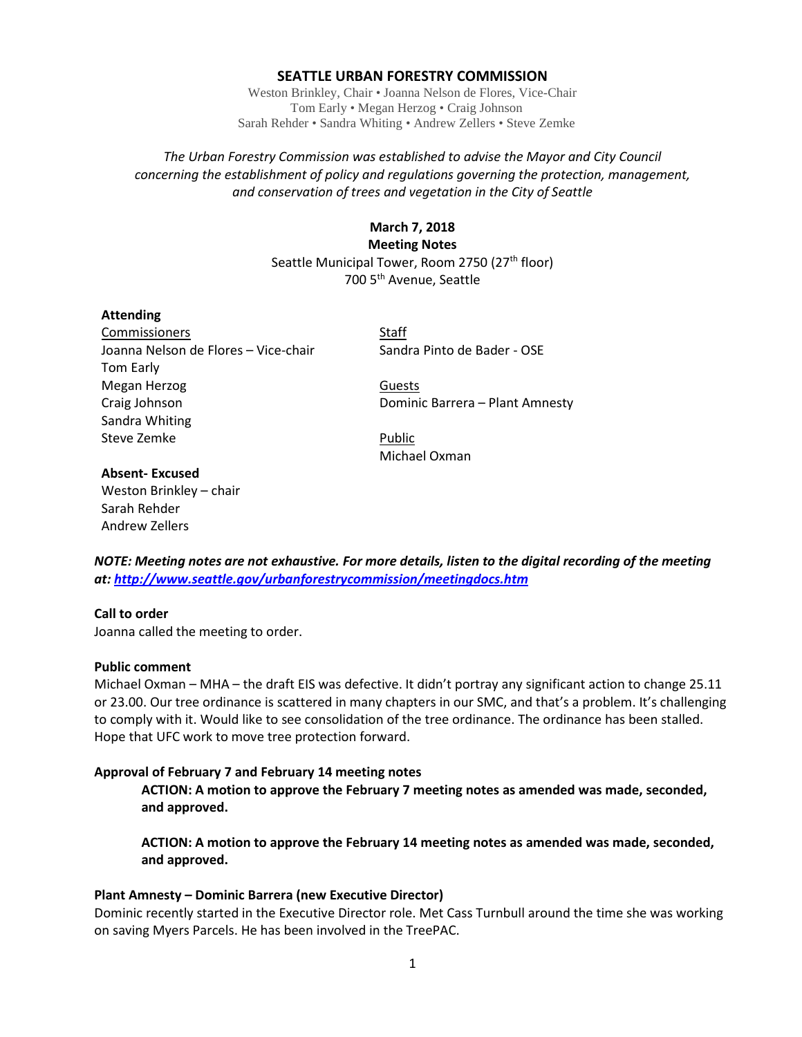# SEATTLE URBAN FORESTRY COMMISSION

Weston Brinkley, Chair • Joanna Nelson de Flores, Vice-Chair
Tom Early • Megan Herzog • Craig Johnson
Sarah Rehder • Sandra Whiting • Andrew Zellers • Steve Zemke

*The Urban Forestry Commission was established to advise the Mayor and City Council concerning the establishment of policy and regulations governing the protection, management, and conservation of trees and vegetation in the City of Seattle*

**March 7, 2018**
**Meeting Notes**
Seattle Municipal Tower, Room 2750 (27th floor)
700 5th Avenue, Seattle

**Attending**

Commissioners
Joanna Nelson de Flores – Vice-chair
Tom Early
Megan Herzog
Craig Johnson
Sandra Whiting
Steve Zemke

Staff
Sandra Pinto de Bader - OSE

Guests
Dominic Barrera – Plant Amnesty

Public
Michael Oxman

**Absent- Excused**
Weston Brinkley – chair
Sarah Rehder
Andrew Zellers

***NOTE: Meeting notes are not exhaustive. For more details, listen to the digital recording of the meeting at: http://www.seattle.gov/urbanforestrycommission/meetingdocs.htm***

**Call to order**
Joanna called the meeting to order.

**Public comment**
Michael Oxman – MHA – the draft EIS was defective. It didn't portray any significant action to change 25.11 or 23.00. Our tree ordinance is scattered in many chapters in our SMC, and that's a problem. It's challenging to comply with it. Would like to see consolidation of the tree ordinance. The ordinance has been stalled. Hope that UFC work to move tree protection forward.

**Approval of February 7 and February 14 meeting notes**

> **ACTION: A motion to approve the February 7 meeting notes as amended was made, seconded, and approved.**
>
> **ACTION: A motion to approve the February 14 meeting notes as amended was made, seconded, and approved.**

**Plant Amnesty – Dominic Barrera (new Executive Director)**
Dominic recently started in the Executive Director role. Met Cass Turnbull around the time she was working on saving Myers Parcels. He has been involved in the TreePAC.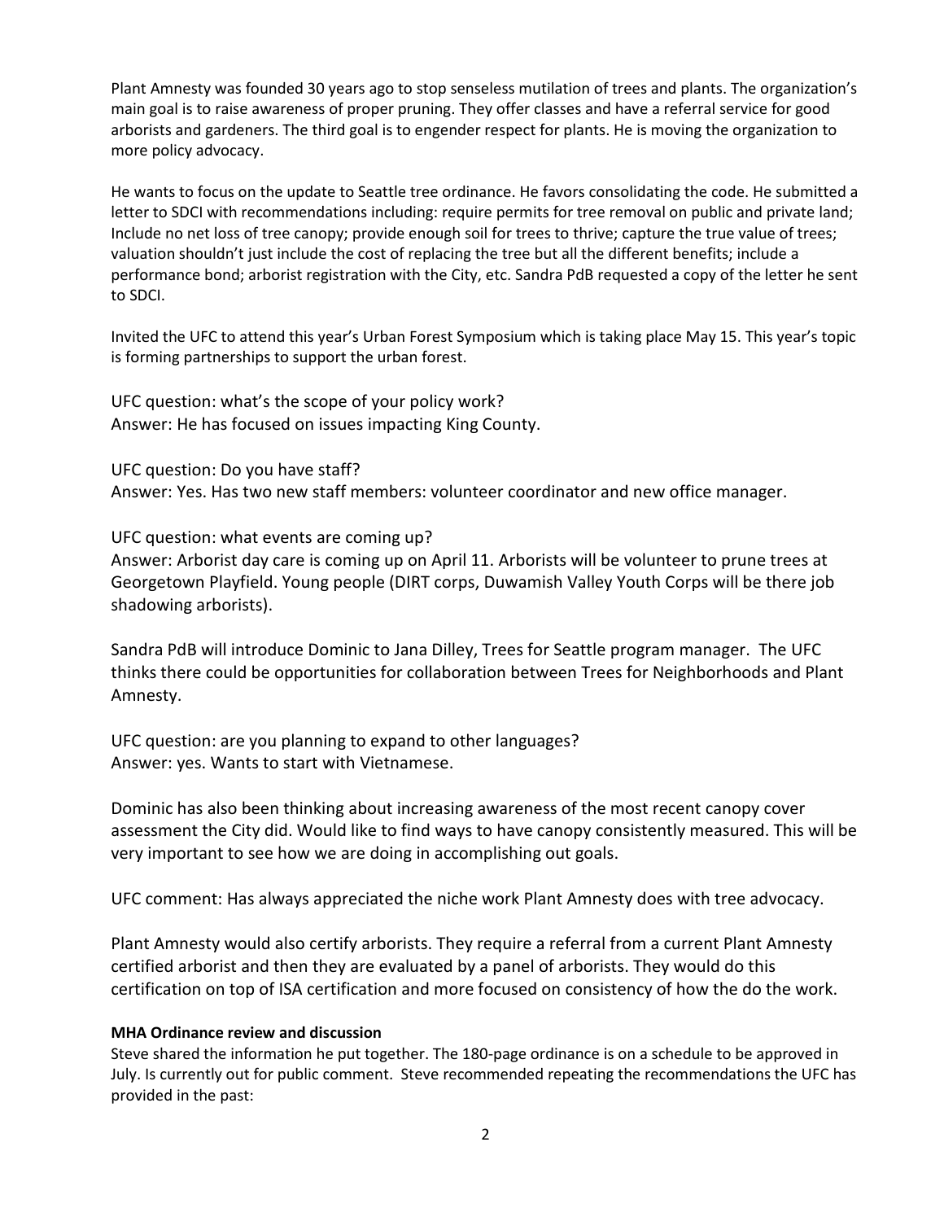Plant Amnesty was founded 30 years ago to stop senseless mutilation of trees and plants. The organization's main goal is to raise awareness of proper pruning. They offer classes and have a referral service for good arborists and gardeners. The third goal is to engender respect for plants. He is moving the organization to more policy advocacy.

He wants to focus on the update to Seattle tree ordinance. He favors consolidating the code. He submitted a letter to SDCI with recommendations including: require permits for tree removal on public and private land; Include no net loss of tree canopy; provide enough soil for trees to thrive; capture the true value of trees; valuation shouldn't just include the cost of replacing the tree but all the different benefits; include a performance bond; arborist registration with the City, etc. Sandra PdB requested a copy of the letter he sent to SDCI.

Invited the UFC to attend this year's Urban Forest Symposium which is taking place May 15. This year's topic is forming partnerships to support the urban forest.

UFC question: what's the scope of your policy work?
Answer: He has focused on issues impacting King County.

UFC question: Do you have staff?
Answer: Yes. Has two new staff members: volunteer coordinator and new office manager.

UFC question: what events are coming up?
Answer: Arborist day care is coming up on April 11. Arborists will be volunteer to prune trees at Georgetown Playfield. Young people (DIRT corps, Duwamish Valley Youth Corps will be there job shadowing arborists).

Sandra PdB will introduce Dominic to Jana Dilley, Trees for Seattle program manager. The UFC thinks there could be opportunities for collaboration between Trees for Neighborhoods and Plant Amnesty.

UFC question: are you planning to expand to other languages?
Answer: yes. Wants to start with Vietnamese.

Dominic has also been thinking about increasing awareness of the most recent canopy cover assessment the City did. Would like to find ways to have canopy consistently measured. This will be very important to see how we are doing in accomplishing out goals.

UFC comment: Has always appreciated the niche work Plant Amnesty does with tree advocacy.

Plant Amnesty would also certify arborists. They require a referral from a current Plant Amnesty certified arborist and then they are evaluated by a panel of arborists. They would do this certification on top of ISA certification and more focused on consistency of how the do the work.

**MHA Ordinance review and discussion**

Steve shared the information he put together. The 180-page ordinance is on a schedule to be approved in July. Is currently out for public comment. Steve recommended repeating the recommendations the UFC has provided in the past: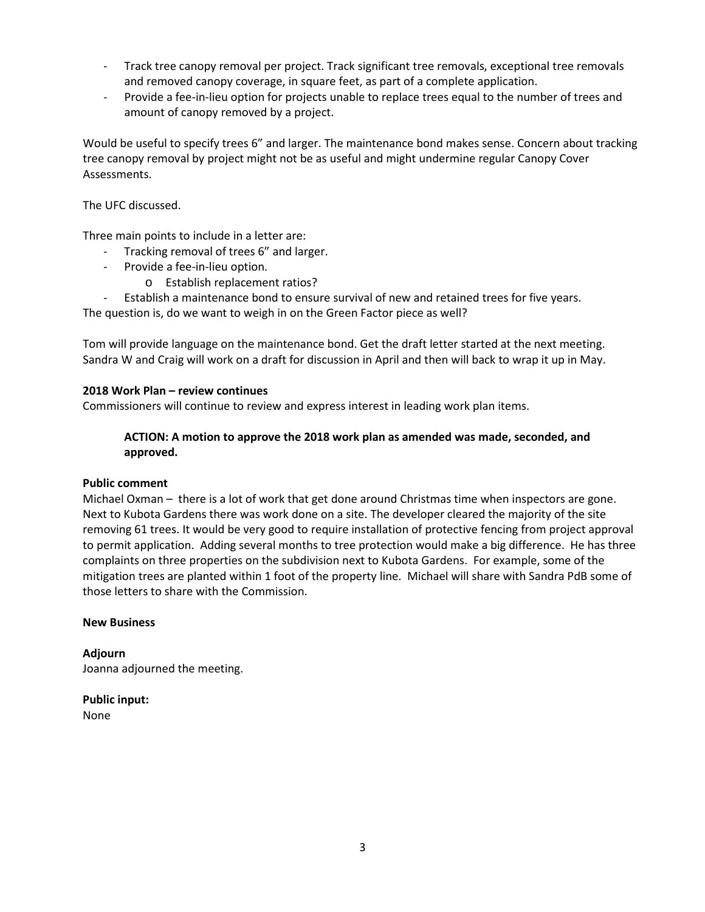- Track tree canopy removal per project. Track significant tree removals, exceptional tree removals and removed canopy coverage, in square feet, as part of a complete application.
- Provide a fee-in-lieu option for projects unable to replace trees equal to the number of trees and amount of canopy removed by a project.

Would be useful to specify trees 6" and larger. The maintenance bond makes sense. Concern about tracking tree canopy removal by project might not be as useful and might undermine regular Canopy Cover Assessments.

The UFC discussed.

Three main points to include in a letter are:

- Tracking removal of trees 6" and larger.
- Provide a fee-in-lieu option.
  - Establish replacement ratios?
- Establish a maintenance bond to ensure survival of new and retained trees for five years.

The question is, do we want to weigh in on the Green Factor piece as well?

Tom will provide language on the maintenance bond. Get the draft letter started at the next meeting. Sandra W and Craig will work on a draft for discussion in April and then will back to wrap it up in May.

**2018 Work Plan – review continues**

Commissioners will continue to review and express interest in leading work plan items.

> **ACTION: A motion to approve the 2018 work plan as amended was made, seconded, and approved.**

**Public comment**

Michael Oxman – there is a lot of work that get done around Christmas time when inspectors are gone. Next to Kubota Gardens there was work done on a site. The developer cleared the majority of the site removing 61 trees. It would be very good to require installation of protective fencing from project approval to permit application. Adding several months to tree protection would make a big difference. He has three complaints on three properties on the subdivision next to Kubota Gardens. For example, some of the mitigation trees are planted within 1 foot of the property line. Michael will share with Sandra PdB some of those letters to share with the Commission.

**New Business**

**Adjourn**

Joanna adjourned the meeting.

**Public input:**

None